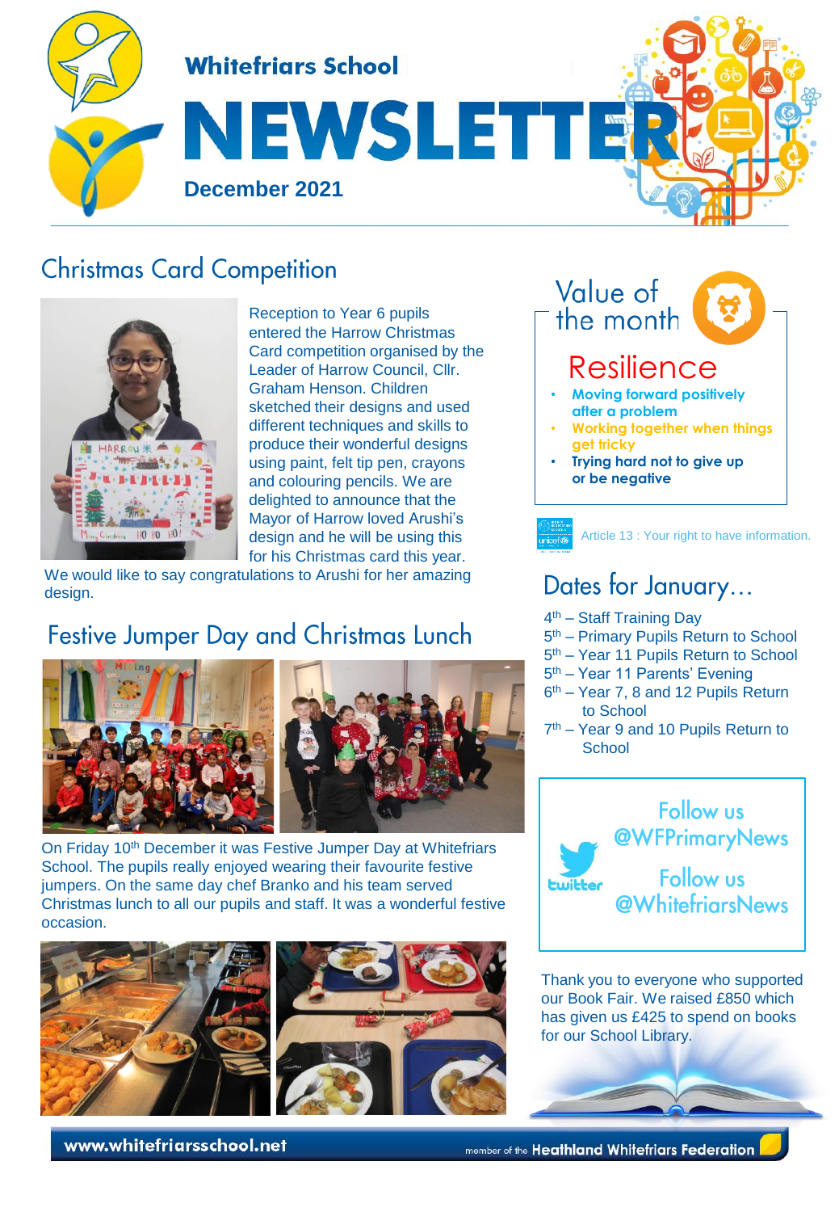# Whitefriars School

# NEWSLETTER

**December 2021**

## Christmas Card Competition

Reception to Year 6 pupils entered the Harrow Christmas Card competition organised by the Leader of Harrow Council, Cllr. Graham Henson. Children sketched their designs and used different techniques and skills to produce their wonderful designs using paint, felt tip pen, crayons and colouring pencils. We are delighted to announce that the Mayor of Harrow loved Arushi's design and he will be using this for his Christmas card this year.

We would like to say congratulations to Arushi for her amazing design.

## Festive Jumper Day and Christmas Lunch

On Friday 10th December it was Festive Jumper Day at Whitefriars School. The pupils really enjoyed wearing their favourite festive jumpers. On the same day chef Branko and his team served Christmas lunch to all our pupils and staff. It was a wonderful festive occasion.

## Value of the month

### Resilience

- **Moving forward positively after a problem**
- **Working together when things get tricky**
- **Trying hard not to give up or be negative**

Article 13 : Your right to have information.

## Dates for January…

- 4th – Staff Training Day
- 5th – Primary Pupils Return to School
- 5th – Year 11 Pupils Return to School
- 5th – Year 11 Parents' Evening
- 6th – Year 7, 8 and 12 Pupils Return to School
- 7th – Year 9 and 10 Pupils Return to School

Follow us @WFPrimaryNews

Follow us @WhitefriarsNews

Thank you to everyone who supported our Book Fair. We raised £850 which has given us £425 to spend on books for our School Library.

www.whitefriarsschool.net

member of the Heathland Whitefriars Federation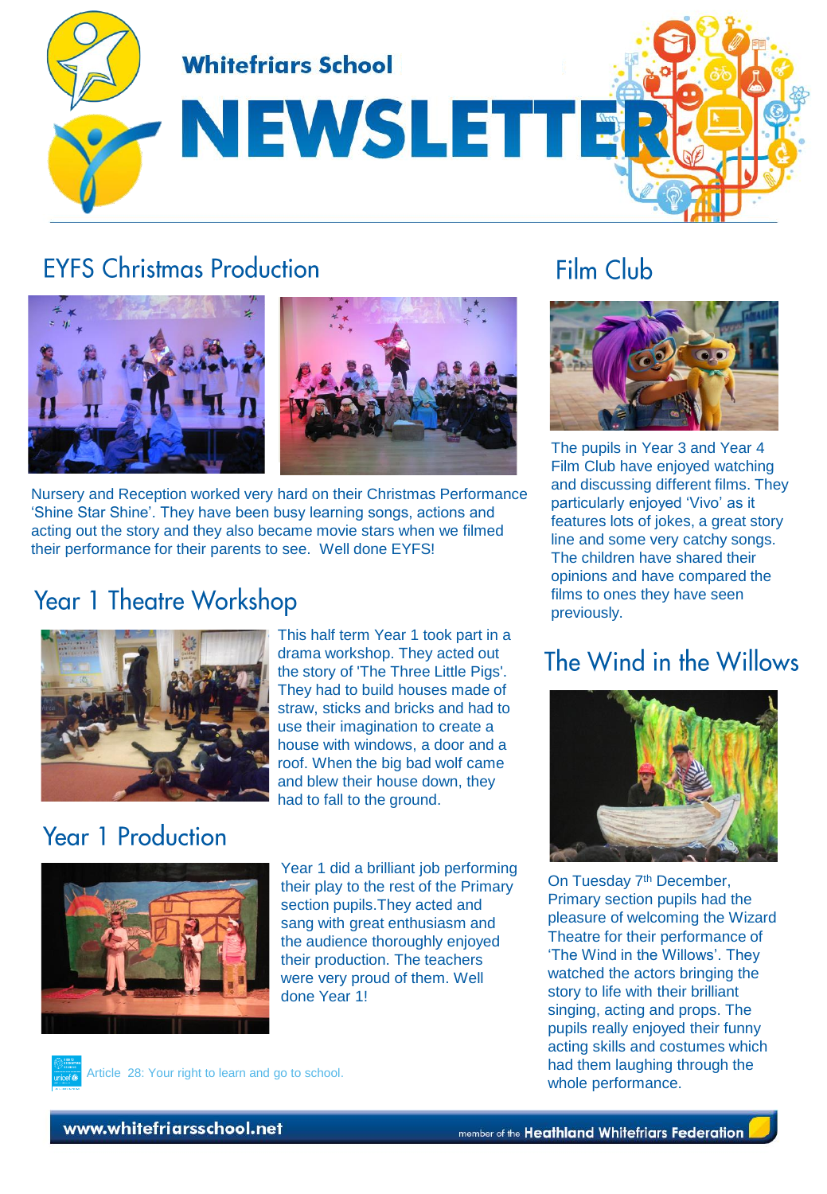# Whitefriars School NEWSLETTER

## EYFS Christmas Production

Nursery and Reception worked very hard on their Christmas Performance 'Shine Star Shine'. They have been busy learning songs, actions and acting out the story and they also became movie stars when we filmed their performance for their parents to see. Well done EYFS!

## Year 1 Theatre Workshop

This half term Year 1 took part in a drama workshop. They acted out the story of 'The Three Little Pigs'. They had to build houses made of straw, sticks and bricks and had to use their imagination to create a house with windows, a door and a roof. When the big bad wolf came and blew their house down, they had to fall to the ground.

## Year 1 Production

Year 1 did a brilliant job performing their play to the rest of the Primary section pupils.They acted and sang with great enthusiasm and the audience thoroughly enjoyed their production. The teachers were very proud of them. Well done Year 1!

Article 28: Your right to learn and go to school.

## Film Club

The pupils in Year 3 and Year 4 Film Club have enjoyed watching and discussing different films. They particularly enjoyed 'Vivo' as it features lots of jokes, a great story line and some very catchy songs. The children have shared their opinions and have compared the films to ones they have seen previously.

## The Wind in the Willows

On Tuesday 7th December, Primary section pupils had the pleasure of welcoming the Wizard Theatre for their performance of 'The Wind in the Willows'. They watched the actors bringing the story to life with their brilliant singing, acting and props. The pupils really enjoyed their funny acting skills and costumes which had them laughing through the whole performance.

www.whitefriarsschool.net

member of the Heathland Whitefriars Federation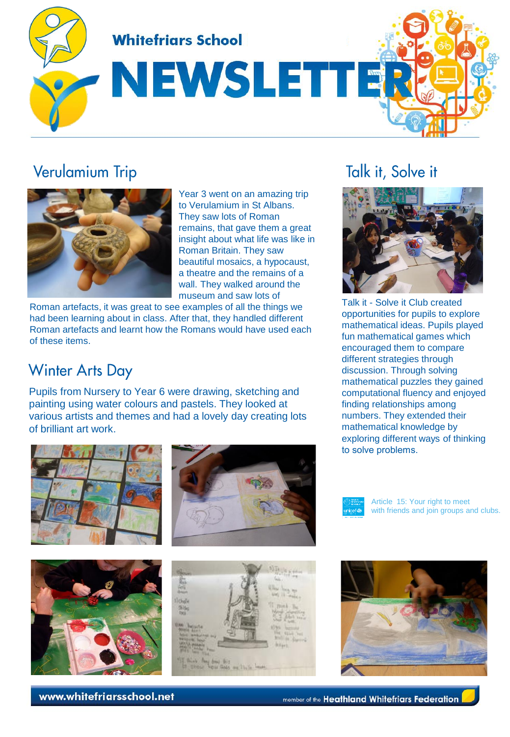Whitefriars School

# NEWSLETTER

## Verulamium Trip

Year 3 went on an amazing trip to Verulamium in St Albans. They saw lots of Roman remains, that gave them a great insight about what life was like in Roman Britain. They saw beautiful mosaics, a hypocaust, a theatre and the remains of a wall. They walked around the museum and saw lots of Roman artefacts, it was great to see examples of all the things we had been learning about in class. After that, they handled different Roman artefacts and learnt how the Romans would have used each of these items.

## Winter Arts Day

Pupils from Nursery to Year 6 were drawing, sketching and painting using water colours and pastels. They looked at various artists and themes and had a lovely day creating lots of brilliant art work.

## Talk it, Solve it

Talk it - Solve it Club created opportunities for pupils to explore mathematical ideas. Pupils played fun mathematical games which encouraged them to compare different strategies through discussion. Through solving mathematical puzzles they gained computational fluency and enjoyed finding relationships among numbers. They extended their mathematical knowledge by exploring different ways of thinking to solve problems.

Article 15: Your right to meet with friends and join groups and clubs.

www.whitefriarsschool.net

member of the Heathland Whitefriars Federation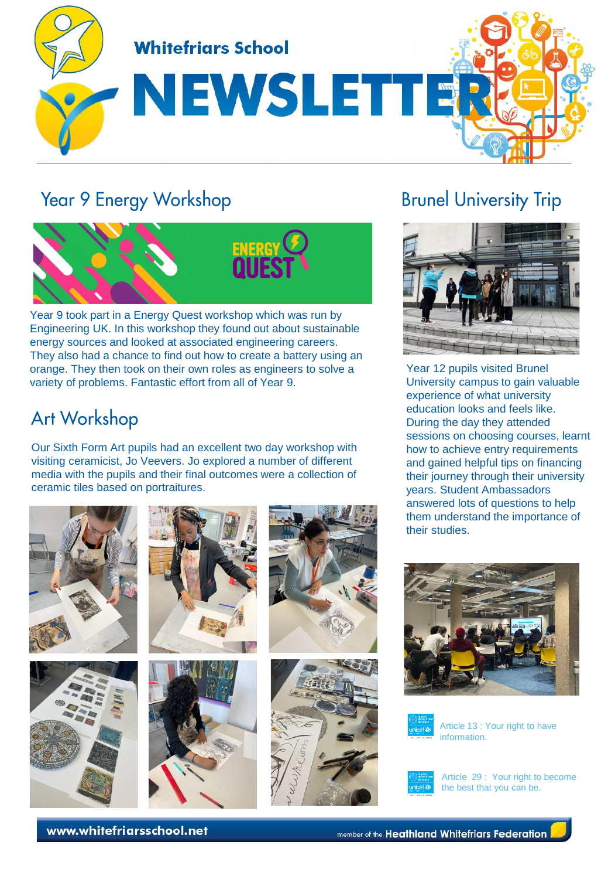# Whitefriars School NEWSLETTER

## Year 9 Energy Workshop

Year 9 took part in a Energy Quest workshop which was run by Engineering UK. In this workshop they found out about sustainable energy sources and looked at associated engineering careers. They also had a chance to find out how to create a battery using an orange. They then took on their own roles as engineers to solve a variety of problems. Fantastic effort from all of Year 9.

## Art Workshop

Our Sixth Form Art pupils had an excellent two day workshop with visiting ceramicist, Jo Veevers. Jo explored a number of different media with the pupils and their final outcomes were a collection of ceramic tiles based on portraitures.

## Brunel University Trip

Year 12 pupils visited Brunel University campus to gain valuable experience of what university education looks and feels like. During the day they attended sessions on choosing courses, learnt how to achieve entry requirements and gained helpful tips on financing their journey through their university years. Student Ambassadors answered lots of questions to help them understand the importance of their studies.

Article 13 : Your right to have information.

Article 29 : Your right to become the best that you can be.

www.whitefriarsschool.net

member of the Heathland Whitefriars Federation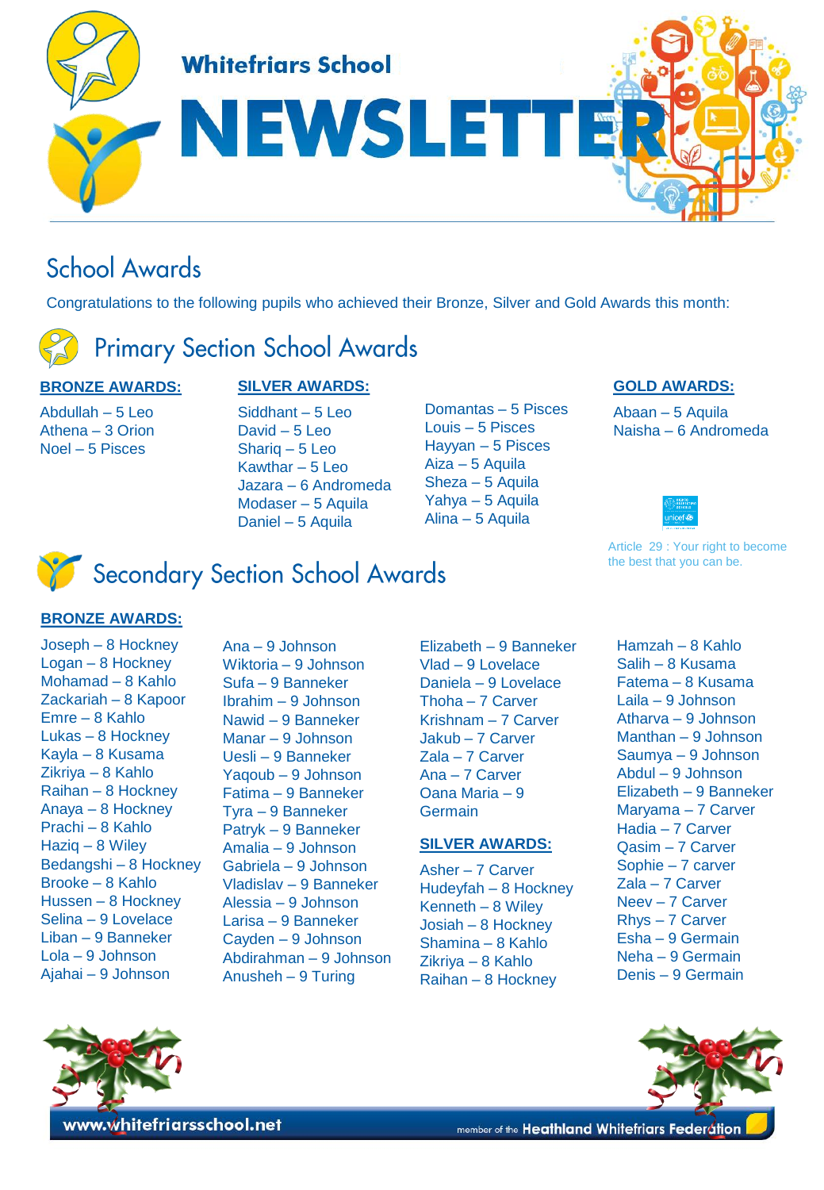Whitefriars School

# NEWSLETTER

## School Awards

Congratulations to the following pupils who achieved their Bronze, Silver and Gold Awards this month:

### Primary Section School Awards

**BRONZE AWARDS:**

Abdullah – 5 Leo
Athena – 3 Orion
Noel – 5 Pisces

**SILVER AWARDS:**

Siddhant – 5 Leo
David – 5 Leo
Shariq – 5 Leo
Kawthar – 5 Leo
Jazara – 6 Andromeda
Modaser – 5 Aquila
Daniel – 5 Aquila
Domantas – 5 Pisces
Louis – 5 Pisces
Hayyan – 5 Pisces
Aiza – 5 Aquila
Sheza – 5 Aquila
Yahya – 5 Aquila
Alina – 5 Aquila

**GOLD AWARDS:**

Abaan – 5 Aquila
Naisha – 6 Andromeda

Article 29 : Your right to become the best that you can be.

### Secondary Section School Awards

**BRONZE AWARDS:**

Joseph – 8 Hockney
Logan – 8 Hockney
Mohamad – 8 Kahlo
Zackariah – 8 Kapoor
Emre – 8 Kahlo
Lukas – 8 Hockney
Kayla – 8 Kusama
Zikriya – 8 Kahlo
Raihan – 8 Hockney
Anaya – 8 Hockney
Prachi – 8 Kahlo
Haziq – 8 Wiley
Bedangshi – 8 Hockney
Brooke – 8 Kahlo
Hussen – 8 Hockney
Selina – 9 Lovelace
Liban – 9 Banneker
Lola – 9 Johnson
Ajahai – 9 Johnson
Ana – 9 Johnson
Wiktoria – 9 Johnson
Sufa – 9 Banneker
Ibrahim – 9 Johnson
Nawid – 9 Banneker
Manar – 9 Johnson
Uesli – 9 Banneker
Yaqoub – 9 Johnson
Fatima – 9 Banneker
Tyra – 9 Banneker
Patryk – 9 Banneker
Amalia – 9 Johnson
Gabriela – 9 Johnson
Vladislav – 9 Banneker
Alessia – 9 Johnson
Larisa – 9 Banneker
Cayden – 9 Johnson
Abdirahman – 9 Johnson
Anusheh – 9 Turing
Elizabeth – 9 Banneker
Vlad – 9 Lovelace
Daniela – 9 Lovelace
Thoha – 7 Carver
Krishnam – 7 Carver
Jakub – 7 Carver
Zala – 7 Carver
Ana – 7 Carver
Oana Maria – 9 Germain

**SILVER AWARDS:**

Asher – 7 Carver
Hudeyfah – 8 Hockney
Kenneth – 8 Wiley
Josiah – 8 Hockney
Shamina – 8 Kahlo
Zikriya – 8 Kahlo
Raihan – 8 Hockney
Hamzah – 8 Kahlo
Salih – 8 Kusama
Fatema – 8 Kusama
Laila – 9 Johnson
Atharva – 9 Johnson
Manthan – 9 Johnson
Saumya – 9 Johnson
Abdul – 9 Johnson
Elizabeth – 9 Banneker
Maryama – 7 Carver
Hadia – 7 Carver
Qasim – 7 Carver
Sophie – 7 carver
Zala – 7 Carver
Neev – 7 Carver
Rhys – 7 Carver
Esha – 9 Germain
Neha – 9 Germain
Denis – 9 Germain

www.whitefriarsschool.net

member of the Heathland Whitefriars Federation